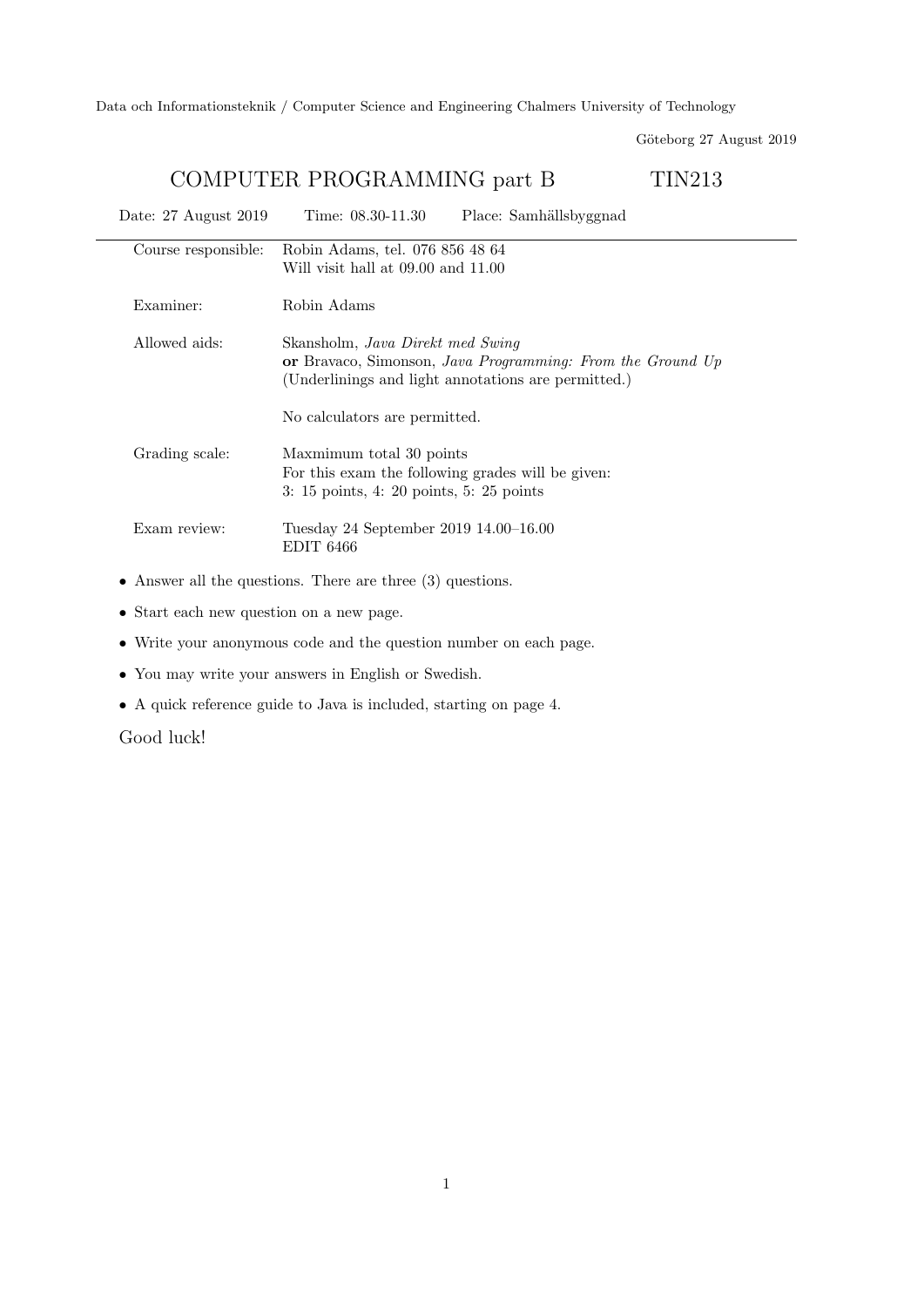Data och Informationsteknik / Computer Science and Engineering Chalmers University of Technology

Göteborg 27 August 2019

# COMPUTER PROGRAMMING part B TIN213

Date: 27 August 2019 Time: 08.30-11.30 Place: Samhällsbyggnad

---

| | |
|---|---|
| Course responsible: | Robin Adams, tel. 076 856 48 64<br>Will visit hall at 09.00 and 11.00 |
| Examiner: | Robin Adams |
| Allowed aids: | Skansholm, *Java Direkt med Swing*<br>**or** Bravaco, Simonson, *Java Programming: From the Ground Up*<br>(Underlinings and light annotations are permitted.)<br><br>No calculators are permitted. |
| Grading scale: | Maxmimum total 30 points<br>For this exam the following grades will be given:<br>3: 15 points, 4: 20 points, 5: 25 points |
| Exam review: | Tuesday 24 September 2019 14.00–16.00<br>EDIT 6466 |

- Answer all the questions. There are three (3) questions.
- Start each new question on a new page.
- Write your anonymous code and the question number on each page.
- You may write your answers in English or Swedish.
- A quick reference guide to Java is included, starting on page 4.

Good luck!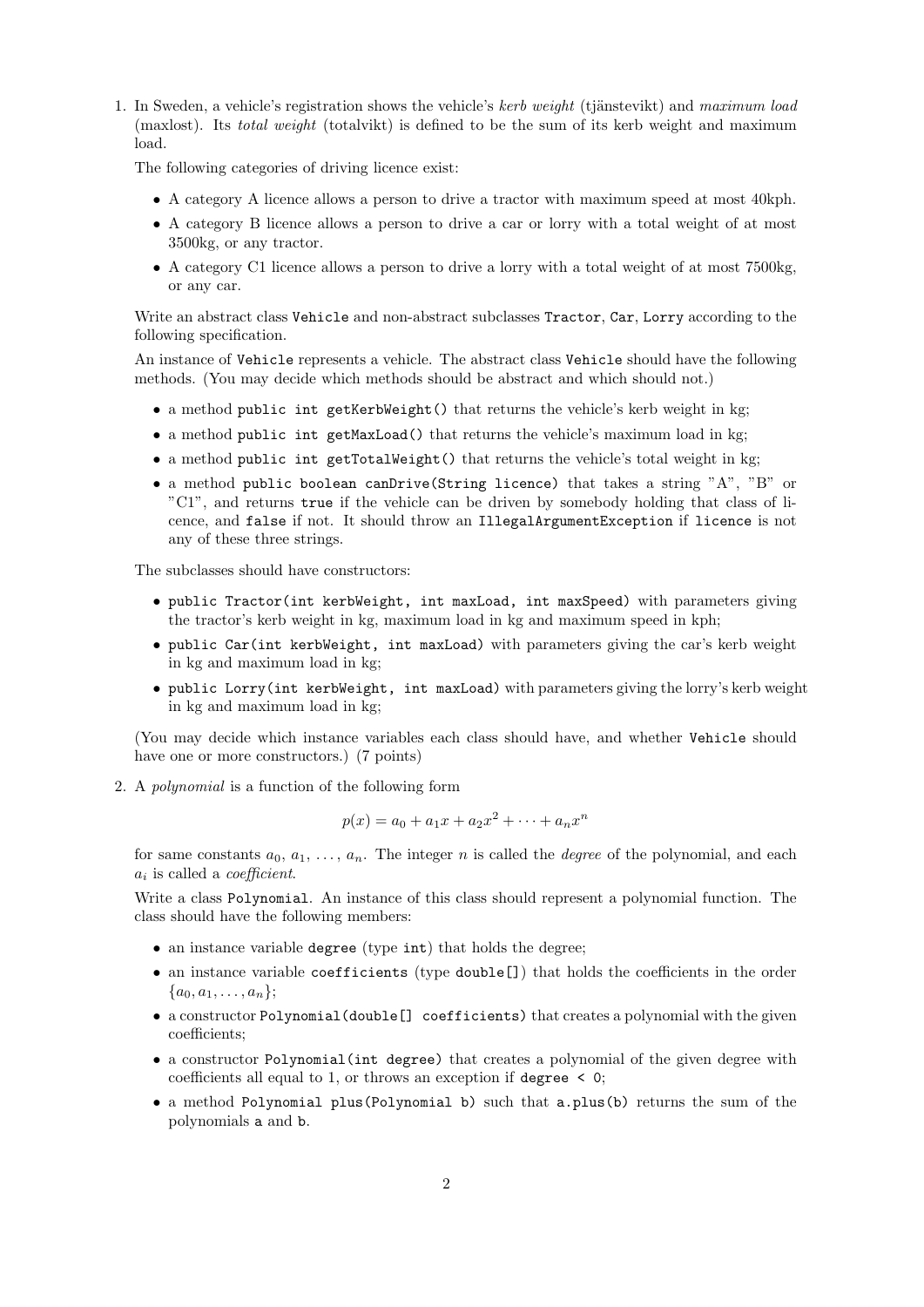1. In Sweden, a vehicle's registration shows the vehicle's *kerb weight* (tjänstevikt) and *maximum load* (maxlost). Its *total weight* (totalvikt) is defined to be the sum of its kerb weight and maximum load.

   The following categories of driving licence exist:

   - A category A licence allows a person to drive a tractor with maximum speed at most 40kph.
   - A category B licence allows a person to drive a car or lorry with a total weight of at most 3500kg, or any tractor.
   - A category C1 licence allows a person to drive a lorry with a total weight of at most 7500kg, or any car.

   Write an abstract class `Vehicle` and non-abstract subclasses `Tractor`, `Car`, `Lorry` according to the following specification.

   An instance of `Vehicle` represents a vehicle. The abstract class `Vehicle` should have the following methods. (You may decide which methods should be abstract and which should not.)

   - a method `public int getKerbWeight()` that returns the vehicle's kerb weight in kg;
   - a method `public int getMaxLoad()` that returns the vehicle's maximum load in kg;
   - a method `public int getTotalWeight()` that returns the vehicle's total weight in kg;
   - a method `public boolean canDrive(String licence)` that takes a string "A", "B" or "C1", and returns `true` if the vehicle can be driven by somebody holding that class of licence, and `false` if not. It should throw an `IllegalArgumentException` if `licence` is not any of these three strings.

   The subclasses should have constructors:

   - `public Tractor(int kerbWeight, int maxLoad, int maxSpeed)` with parameters giving the tractor's kerb weight in kg, maximum load in kg and maximum speed in kph;
   - `public Car(int kerbWeight, int maxLoad)` with parameters giving the car's kerb weight in kg and maximum load in kg;
   - `public Lorry(int kerbWeight, int maxLoad)` with parameters giving the lorry's kerb weight in kg and maximum load in kg;

   (You may decide which instance variables each class should have, and whether `Vehicle` should have one or more constructors.) (7 points)

2. A *polynomial* is a function of the following form

   $$p(x) = a_0 + a_1 x + a_2 x^2 + \cdots + a_n x^n$$

   for same constants $a_0, a_1, \ldots, a_n$. The integer $n$ is called the *degree* of the polynomial, and each $a_i$ is called a *coefficient*.

   Write a class `Polynomial`. An instance of this class should represent a polynomial function. The class should have the following members:

   - an instance variable `degree` (type `int`) that holds the degree;
   - an instance variable `coefficients` (type `double[]`) that holds the coefficients in the order $\{a_0, a_1, \ldots, a_n\}$;
   - a constructor `Polynomial(double[] coefficients)` that creates a polynomial with the given coefficients;
   - a constructor `Polynomial(int degree)` that creates a polynomial of the given degree with coefficients all equal to 1, or throws an exception if `degree < 0`;
   - a method `Polynomial plus(Polynomial b)` such that `a.plus(b)` returns the sum of the polynomials `a` and `b`.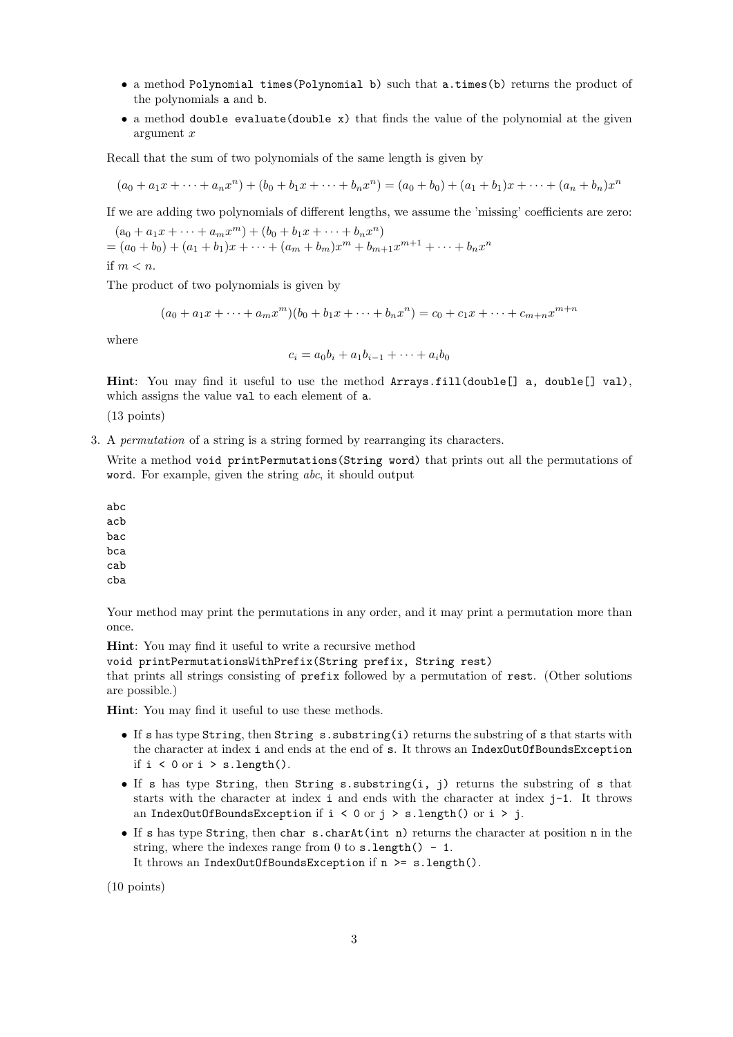- a method `Polynomial times(Polynomial b)` such that `a.times(b)` returns the product of the polynomials `a` and `b`.
- a method `double evaluate(double x)` that finds the value of the polynomial at the given argument $x$

Recall that the sum of two polynomials of the same length is given by

$$(a_0 + a_1 x + \cdots + a_n x^n) + (b_0 + b_1 x + \cdots + b_n x^n) = (a_0 + b_0) + (a_1 + b_1)x + \cdots + (a_n + b_n)x^n$$

If we are adding two polynomials of different lengths, we assume the 'missing' coefficients are zero:

$$\begin{aligned}&(a_0 + a_1 x + \cdots + a_m x^m) + (b_0 + b_1 x + \cdots + b_n x^n)\\ &= (a_0 + b_0) + (a_1 + b_1)x + \cdots + (a_m + b_m)x^m + b_{m+1}x^{m+1} + \cdots + b_n x^n\end{aligned}$$

if $m < n$.

The product of two polynomials is given by

$$(a_0 + a_1 x + \cdots + a_m x^m)(b_0 + b_1 x + \cdots + b_n x^n) = c_0 + c_1 x + \cdots + c_{m+n} x^{m+n}$$

where

$$c_i = a_0 b_i + a_1 b_{i-1} + \cdots + a_i b_0$$

**Hint**: You may find it useful to use the method `Arrays.fill(double[] a, double[] val)`, which assigns the value `val` to each element of `a`.

(13 points)

3. A *permutation* of a string is a string formed by rearranging its characters.

   Write a method `void printPermutations(String word)` that prints out all the permutations of `word`. For example, given the string *abc*, it should output

```
abc
acb
bac
bca
cab
cba
```

   Your method may print the permutations in any order, and it may print a permutation more than once.

   **Hint**: You may find it useful to write a recursive method
   `void printPermutationsWithPrefix(String prefix, String rest)`
   that prints all strings consisting of `prefix` followed by a permutation of `rest`. (Other solutions are possible.)

   **Hint**: You may find it useful to use these methods.

   - If `s` has type `String`, then `String s.substring(i)` returns the substring of `s` that starts with the character at index `i` and ends at the end of `s`. It throws an `IndexOutOfBoundsException` if `i < 0` or `i > s.length()`.
   - If `s` has type `String`, then `String s.substring(i, j)` returns the substring of `s` that starts with the character at index `i` and ends with the character at index `j-1`. It throws an `IndexOutOfBoundsException` if `i < 0` or `j > s.length()` or `i > j`.
   - If `s` has type `String`, then `char s.charAt(int n)` returns the character at position `n` in the string, where the indexes range from 0 to `s.length() - 1`.
     It throws an `IndexOutOfBoundsException` if `n >= s.length()`.

   (10 points)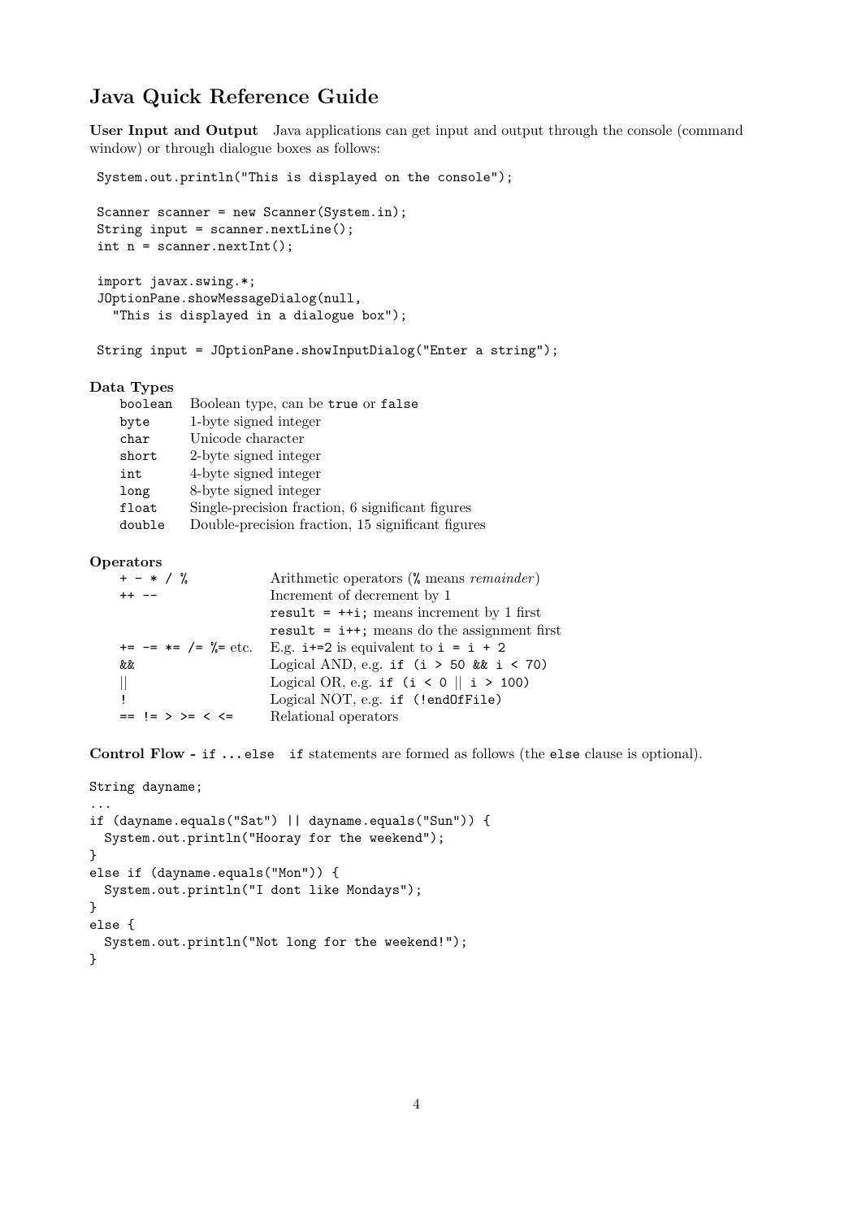## Java Quick Reference Guide

**User Input and Output** Java applications can get input and output through the console (command window) or through dialogue boxes as follows:

```
System.out.println("This is displayed on the console");

Scanner scanner = new Scanner(System.in);
String input = scanner.nextLine();
int n = scanner.nextInt();

import javax.swing.*;
JOptionPane.showMessageDialog(null,
  "This is displayed in a dialogue box");

String input = JOptionPane.showInputDialog("Enter a string");
```

### Data Types

| | |
|---|---|
| `boolean` | Boolean type, can be `true` or `false` |
| `byte` | 1-byte signed integer |
| `char` | Unicode character |
| `short` | 2-byte signed integer |
| `int` | 4-byte signed integer |
| `long` | 8-byte signed integer |
| `float` | Single-precision fraction, 6 significant figures |
| `double` | Double-precision fraction, 15 significant figures |

### Operators

| | |
|---|---|
| `+ - * / %` | Arithmetic operators (% means *remainder*) |
| `++ --` | Increment of decrement by 1 |
| | `result = ++i;` means increment by 1 first |
| | `result = i++;` means do the assignment first |
| `+= -= *= /= %=` etc. | E.g. `i+=2` is equivalent to `i = i + 2` |
| `&&` | Logical AND, e.g. `if (i > 50 && i < 70)` |
| `\|\|` | Logical OR, e.g. `if (i < 0 \|\| i > 100)` |
| `!` | Logical NOT, e.g. `if (!endOfFile)` |
| `== != > >= < <=` | Relational operators |

**Control Flow - `if ... else`** `if` statements are formed as follows (the `else` clause is optional).

```
String dayname;
...
if (dayname.equals("Sat") || dayname.equals("Sun")) {
  System.out.println("Hooray for the weekend");
}
else if (dayname.equals("Mon")) {
  System.out.println("I dont like Mondays");
}
else {
  System.out.println("Not long for the weekend!");
}
```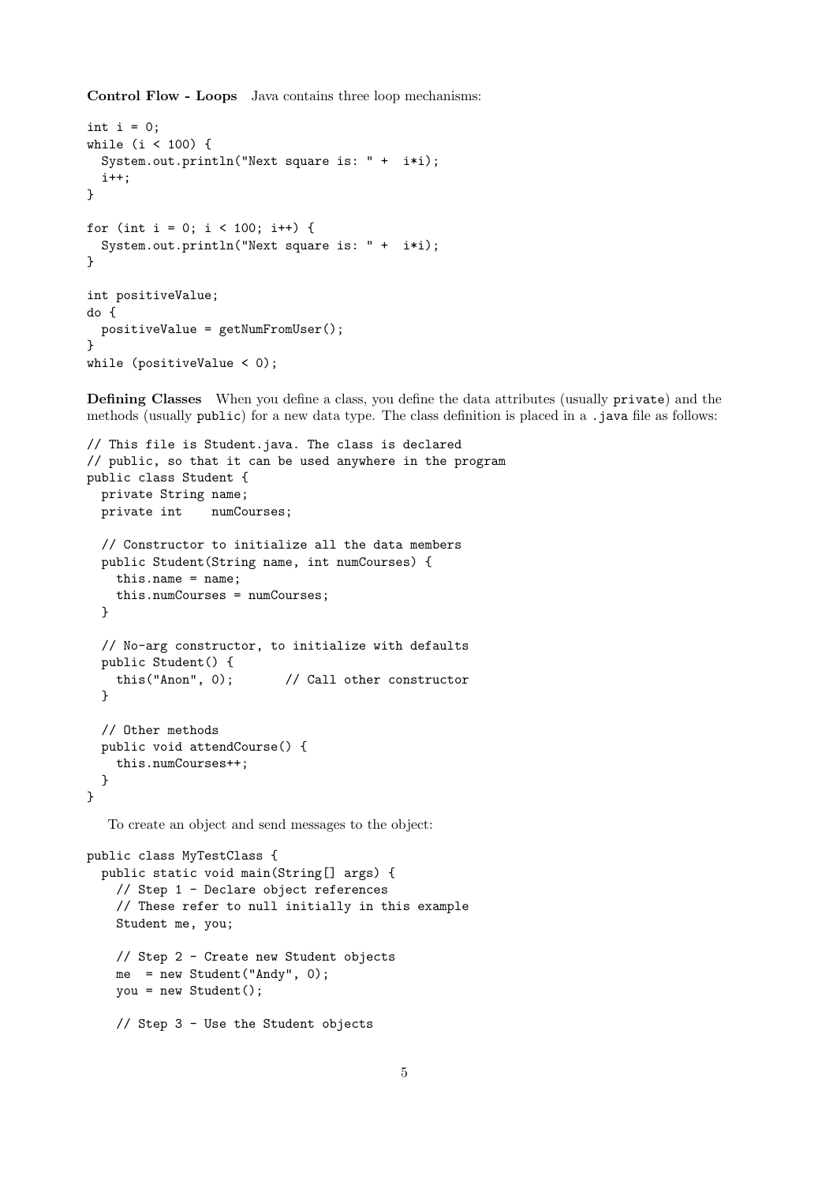**Control Flow - Loops** Java contains three loop mechanisms:

```
int i = 0;
while (i < 100) {
  System.out.println("Next square is: " +  i*i);
  i++;
}

for (int i = 0; i < 100; i++) {
  System.out.println("Next square is: " +  i*i);
}

int positiveValue;
do {
  positiveValue = getNumFromUser();
}
while (positiveValue < 0);
```

**Defining Classes** When you define a class, you define the data attributes (usually `private`) and the methods (usually `public`) for a new data type. The class definition is placed in a `.java` file as follows:

```
// This file is Student.java. The class is declared
// public, so that it can be used anywhere in the program
public class Student {
  private String name;
  private int    numCourses;

  // Constructor to initialize all the data members
  public Student(String name, int numCourses) {
    this.name = name;
    this.numCourses = numCourses;
  }

  // No-arg constructor, to initialize with defaults
  public Student() {
    this("Anon", 0);       // Call other constructor
  }

  // Other methods
  public void attendCourse() {
    this.numCourses++;
  }
}
```

To create an object and send messages to the object:

```
public class MyTestClass {
  public static void main(String[] args) {
    // Step 1 - Declare object references
    // These refer to null initially in this example
    Student me, you;

    // Step 2 - Create new Student objects
    me  = new Student("Andy", 0);
    you = new Student();

    // Step 3 - Use the Student objects
```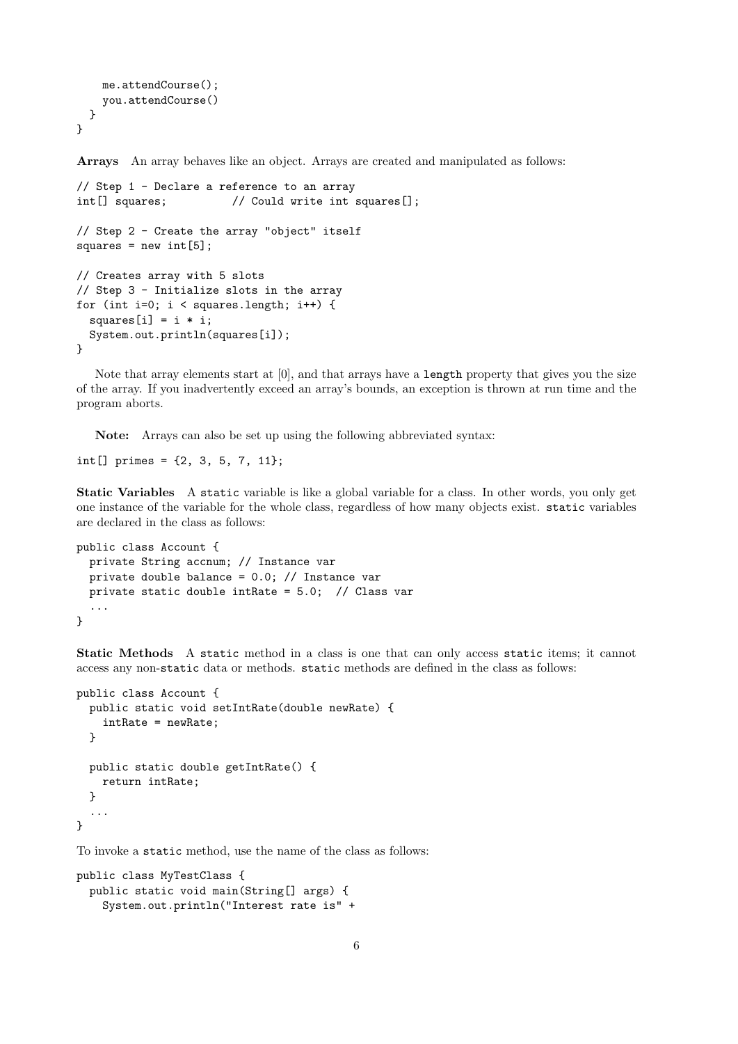```
    me.attendCourse();
    you.attendCourse()
  }
}
```

**Arrays** An array behaves like an object. Arrays are created and manipulated as follows:

```
// Step 1 - Declare a reference to an array
int[] squares;          // Could write int squares[];

// Step 2 - Create the array "object" itself
squares = new int[5];

// Creates array with 5 slots
// Step 3 - Initialize slots in the array
for (int i=0; i < squares.length; i++) {
  squares[i] = i * i;
  System.out.println(squares[i]);
}
```

Note that array elements start at [0], and that arrays have a `length` property that gives you the size of the array. If you inadvertently exceed an array's bounds, an exception is thrown at run time and the program aborts.

**Note:** Arrays can also be set up using the following abbreviated syntax:

```
int[] primes = {2, 3, 5, 7, 11};
```

**Static Variables** A `static` variable is like a global variable for a class. In other words, you only get one instance of the variable for the whole class, regardless of how many objects exist. `static` variables are declared in the class as follows:

```
public class Account {
  private String accnum; // Instance var
  private double balance = 0.0; // Instance var
  private static double intRate = 5.0;  // Class var
  ...
}
```

**Static Methods** A `static` method in a class is one that can only access `static` items; it cannot access any non-`static` data or methods. `static` methods are defined in the class as follows:

```
public class Account {
  public static void setIntRate(double newRate) {
    intRate = newRate;
  }

  public static double getIntRate() {
    return intRate;
  }
  ...
}
```

To invoke a `static` method, use the name of the class as follows:

```
public class MyTestClass {
  public static void main(String[] args) {
    System.out.println("Interest rate is" +
```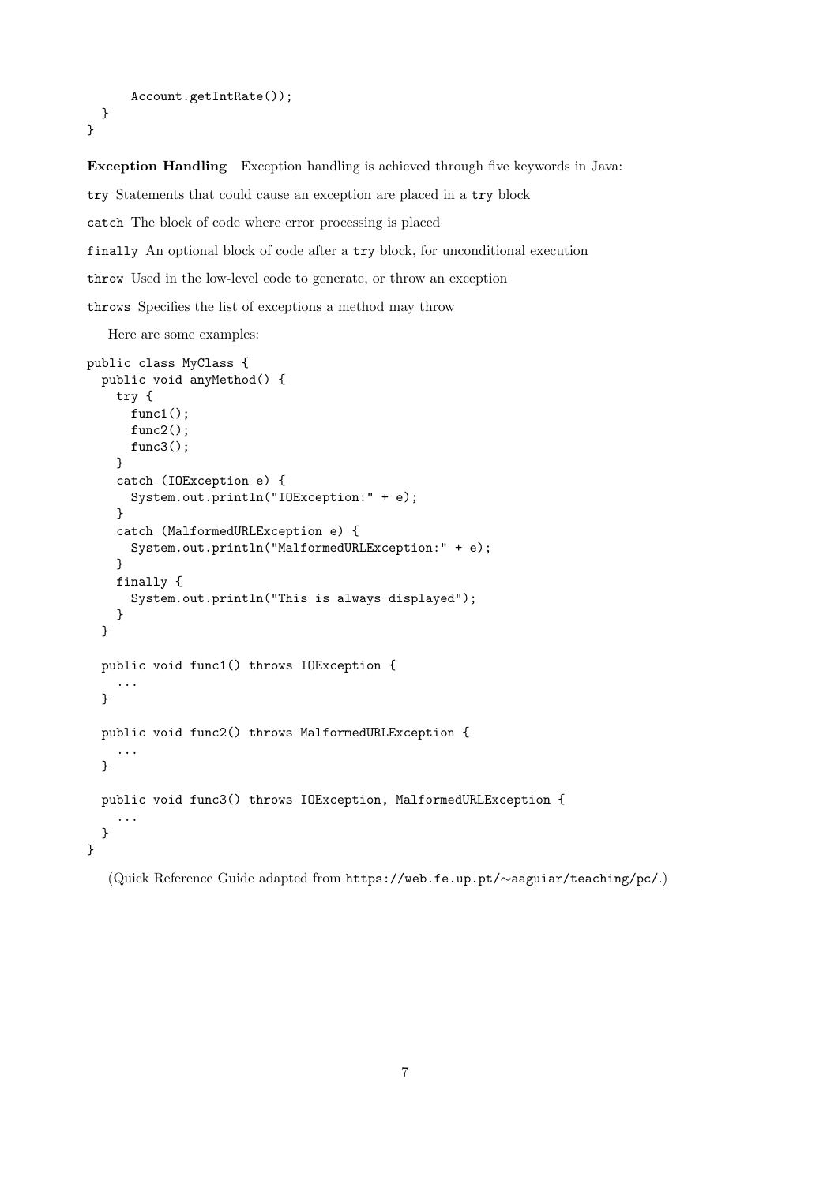```
        Account.getIntRate());
    }
}
```

**Exception Handling** Exception handling is achieved through five keywords in Java:

`try` Statements that could cause an exception are placed in a `try` block

`catch` The block of code where error processing is placed

`finally` An optional block of code after a `try` block, for unconditional execution

`throw` Used in the low-level code to generate, or throw an exception

`throws` Specifies the list of exceptions a method may throw

Here are some examples:

```
public class MyClass {
  public void anyMethod() {
    try {
      func1();
      func2();
      func3();
    }
    catch (IOException e) {
      System.out.println("IOException:" + e);
    }
    catch (MalformedURLException e) {
      System.out.println("MalformedURLException:" + e);
    }
    finally {
      System.out.println("This is always displayed");
    }
  }

  public void func1() throws IOException {
    ...
  }

  public void func2() throws MalformedURLException {
    ...
  }

  public void func3() throws IOException, MalformedURLException {
    ...
  }
}
```

(Quick Reference Guide adapted from `https://web.fe.up.pt/~aaguiar/teaching/pc/`.)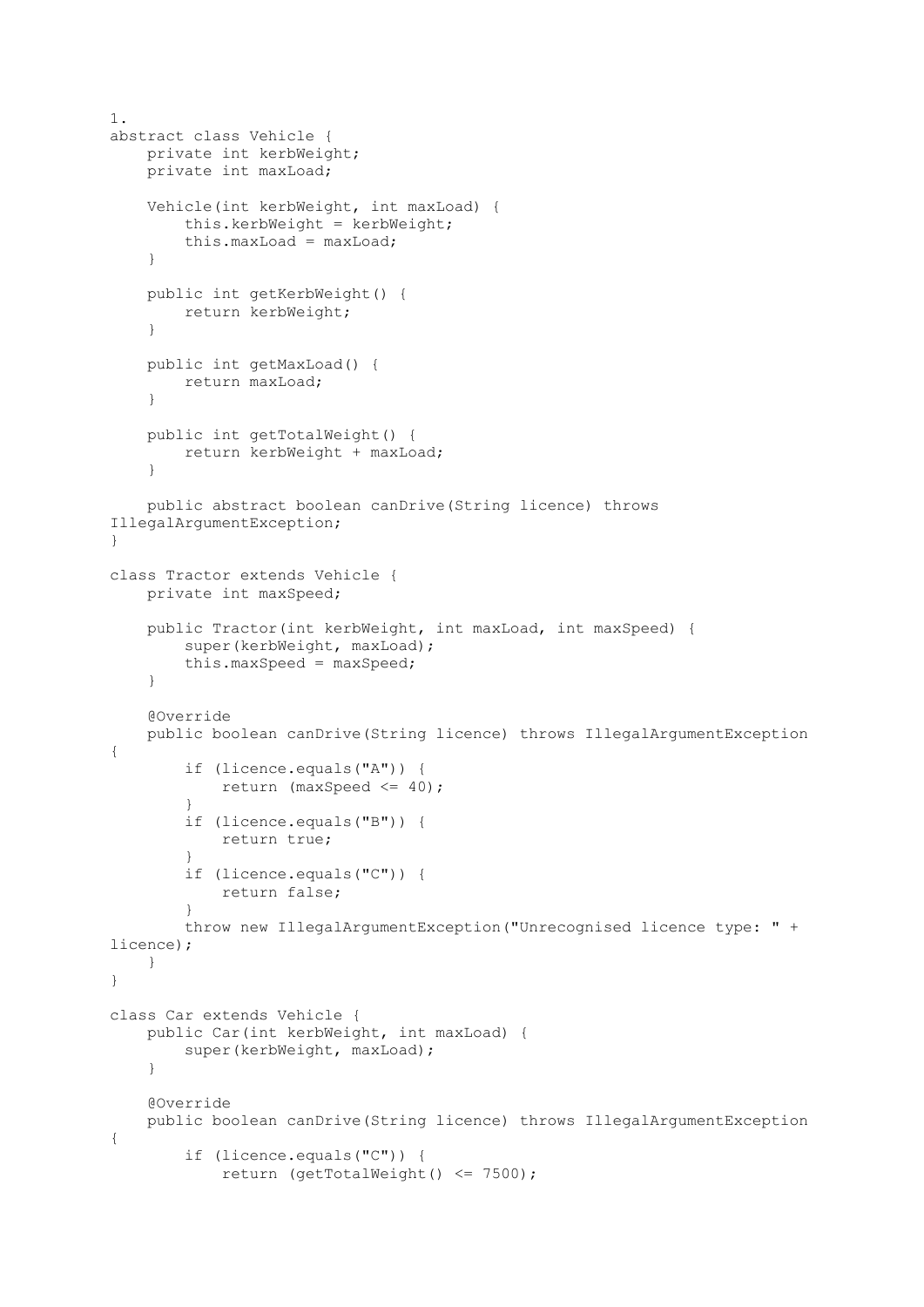1.

```
abstract class Vehicle {
    private int kerbWeight;
    private int maxLoad;

    Vehicle(int kerbWeight, int maxLoad) {
        this.kerbWeight = kerbWeight;
        this.maxLoad = maxLoad;
    }

    public int getKerbWeight() {
        return kerbWeight;
    }

    public int getMaxLoad() {
        return maxLoad;
    }

    public int getTotalWeight() {
        return kerbWeight + maxLoad;
    }

    public abstract boolean canDrive(String licence) throws
IllegalArgumentException;
}

class Tractor extends Vehicle {
    private int maxSpeed;

    public Tractor(int kerbWeight, int maxLoad, int maxSpeed) {
        super(kerbWeight, maxLoad);
        this.maxSpeed = maxSpeed;
    }

    @Override
    public boolean canDrive(String licence) throws IllegalArgumentException
{
        if (licence.equals("A")) {
            return (maxSpeed <= 40);
        }
        if (licence.equals("B")) {
            return true;
        }
        if (licence.equals("C")) {
            return false;
        }
        throw new IllegalArgumentException("Unrecognised licence type: " +
licence);
    }
}

class Car extends Vehicle {
    public Car(int kerbWeight, int maxLoad) {
        super(kerbWeight, maxLoad);
    }

    @Override
    public boolean canDrive(String licence) throws IllegalArgumentException
{
        if (licence.equals("C")) {
            return (getTotalWeight() <= 7500);
```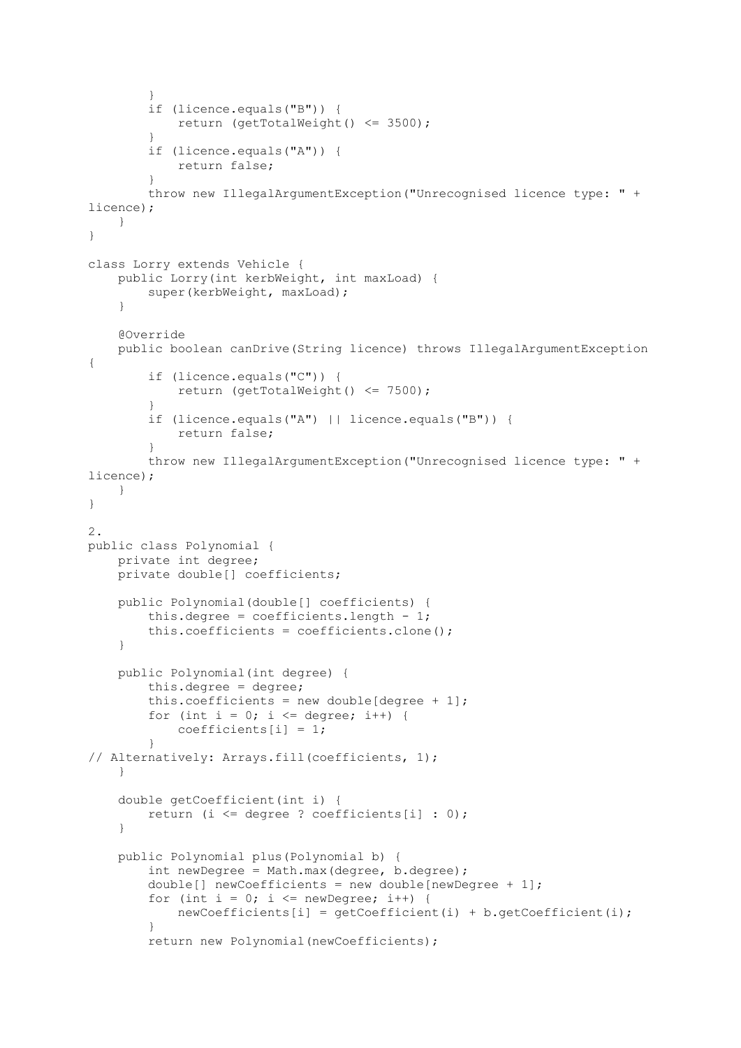```java
        }
        if (licence.equals("B")) {
            return (getTotalWeight() <= 3500);
        }
        if (licence.equals("A")) {
            return false;
        }
        throw new IllegalArgumentException("Unrecognised licence type: " +
licence);
    }
}

class Lorry extends Vehicle {
    public Lorry(int kerbWeight, int maxLoad) {
        super(kerbWeight, maxLoad);
    }

    @Override
    public boolean canDrive(String licence) throws IllegalArgumentException
{
        if (licence.equals("C")) {
            return (getTotalWeight() <= 7500);
        }
        if (licence.equals("A") || licence.equals("B")) {
            return false;
        }
        throw new IllegalArgumentException("Unrecognised licence type: " +
licence);
    }
}
```

2.

```java
public class Polynomial {
    private int degree;
    private double[] coefficients;

    public Polynomial(double[] coefficients) {
        this.degree = coefficients.length - 1;
        this.coefficients = coefficients.clone();
    }

    public Polynomial(int degree) {
        this.degree = degree;
        this.coefficients = new double[degree + 1];
        for (int i = 0; i <= degree; i++) {
            coefficients[i] = 1;
        }
// Alternatively: Arrays.fill(coefficients, 1);
    }

    double getCoefficient(int i) {
        return (i <= degree ? coefficients[i] : 0);
    }

    public Polynomial plus(Polynomial b) {
        int newDegree = Math.max(degree, b.degree);
        double[] newCoefficients = new double[newDegree + 1];
        for (int i = 0; i <= newDegree; i++) {
            newCoefficients[i] = getCoefficient(i) + b.getCoefficient(i);
        }
        return new Polynomial(newCoefficients);
```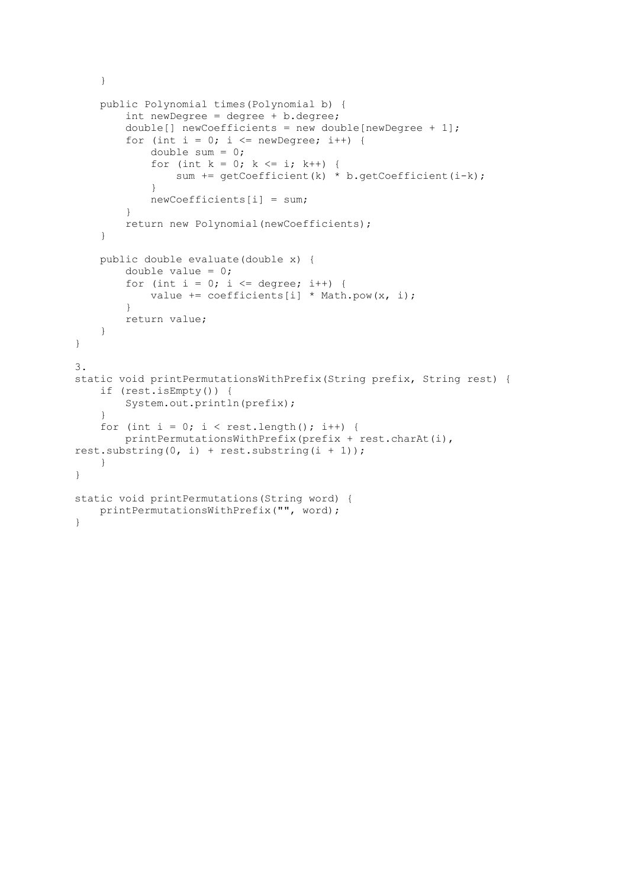```
    }

    public Polynomial times(Polynomial b) {
        int newDegree = degree + b.degree;
        double[] newCoefficients = new double[newDegree + 1];
        for (int i = 0; i <= newDegree; i++) {
            double sum = 0;
            for (int k = 0; k <= i; k++) {
                sum += getCoefficient(k) * b.getCoefficient(i-k);
            }
            newCoefficients[i] = sum;
        }
        return new Polynomial(newCoefficients);
    }

    public double evaluate(double x) {
        double value = 0;
        for (int i = 0; i <= degree; i++) {
            value += coefficients[i] * Math.pow(x, i);
        }
        return value;
    }
}
```

3.

```
static void printPermutationsWithPrefix(String prefix, String rest) {
    if (rest.isEmpty()) {
        System.out.println(prefix);
    }
    for (int i = 0; i < rest.length(); i++) {
        printPermutationsWithPrefix(prefix + rest.charAt(i),
rest.substring(0, i) + rest.substring(i + 1));
    }
}

static void printPermutations(String word) {
    printPermutationsWithPrefix("", word);
}
```